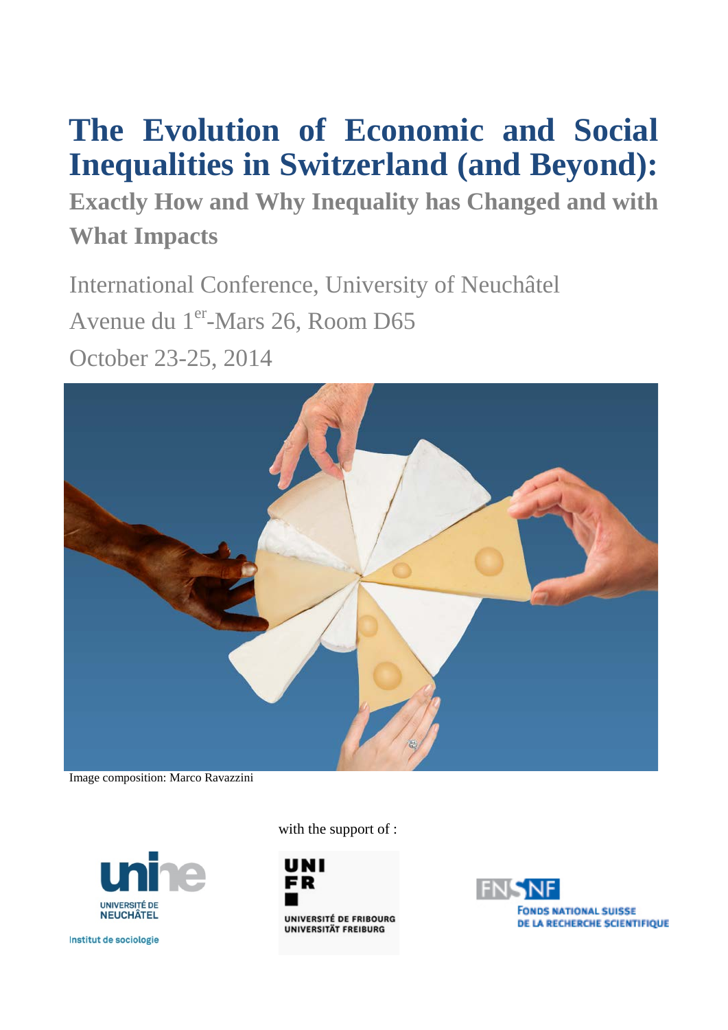# The Evolution of Economic and Social Inequalities in Switzerland (and Beyond):

## Exactly How and Why Inequality has Changed and with What Impacts

International Conference, University of Neuchâtel

Avenue du 1[er]-Mars 26, Room D65

October 23-25, 2014

Image composition: Marco Ravazzini

with the support of :

UNIVERSITÉ DE NEUCHÂTEL

Institut de sociologie

UNIVERSITÉ DE FRIBOURG
UNIVERSITÄT FREIBURG

FONDS NATIONAL SUISSE DE LA RECHERCHE SCIENTIFIQUE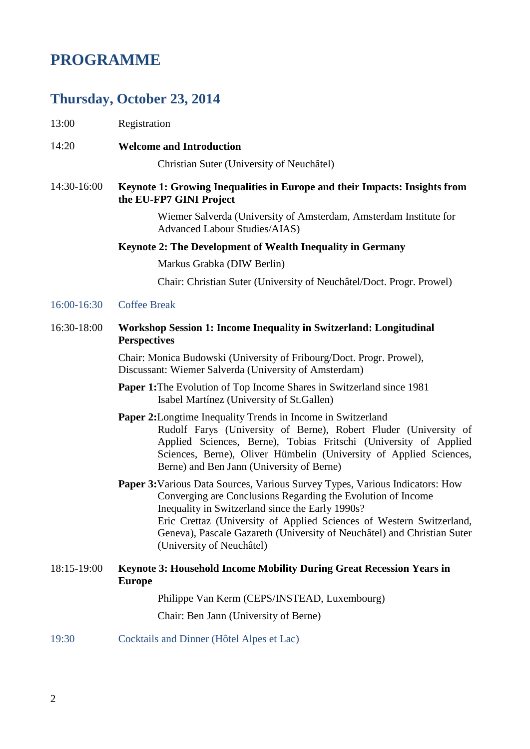# PROGRAMME

## Thursday, October 23, 2014

13:00 Registration

14:20 **Welcome and Introduction**

Christian Suter (University of Neuchâtel)

14:30-16:00 **Keynote 1: Growing Inequalities in Europe and their Impacts: Insights from the EU-FP7 GINI Project**

Wiemer Salverda (University of Amsterdam, Amsterdam Institute for Advanced Labour Studies/AIAS)

**Keynote 2: The Development of Wealth Inequality in Germany**

Markus Grabka (DIW Berlin)

Chair: Christian Suter (University of Neuchâtel/Doct. Progr. Prowel)

16:00-16:30 Coffee Break

16:30-18:00 **Workshop Session 1: Income Inequality in Switzerland: Longitudinal Perspectives**

Chair: Monica Budowski (University of Fribourg/Doct. Progr. Prowel), Discussant: Wiemer Salverda (University of Amsterdam)

**Paper 1:** The Evolution of Top Income Shares in Switzerland since 1981
Isabel Martínez (University of St.Gallen)

**Paper 2:** Longtime Inequality Trends in Income in Switzerland
Rudolf Farys (University of Berne), Robert Fluder (University of Applied Sciences, Berne), Tobias Fritschi (University of Applied Sciences, Berne), Oliver Hümbelin (University of Applied Sciences, Berne) and Ben Jann (University of Berne)

**Paper 3:** Various Data Sources, Various Survey Types, Various Indicators: How Converging are Conclusions Regarding the Evolution of Income Inequality in Switzerland since the Early 1990s?
Eric Crettaz (University of Applied Sciences of Western Switzerland, Geneva), Pascale Gazareth (University of Neuchâtel) and Christian Suter (University of Neuchâtel)

18:15-19:00 **Keynote 3: Household Income Mobility During Great Recession Years in Europe**

Philippe Van Kerm (CEPS/INSTEAD, Luxembourg)

Chair: Ben Jann (University of Berne)

19:30 Cocktails and Dinner (Hôtel Alpes et Lac)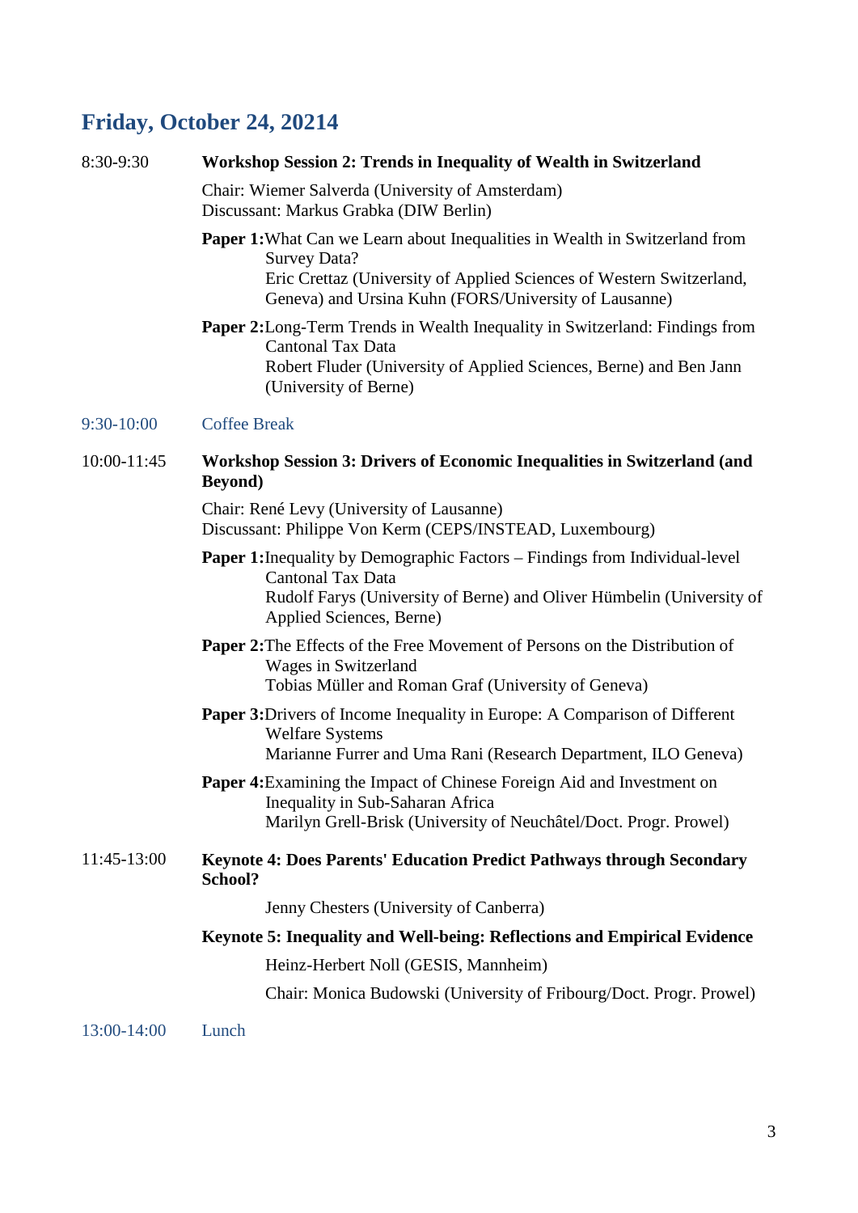## Friday, October 24, 20214

8:30-9:30 **Workshop Session 2: Trends in Inequality of Wealth in Switzerland**

Chair: Wiemer Salverda (University of Amsterdam)
Discussant: Markus Grabka (DIW Berlin)

**Paper 1:** What Can we Learn about Inequalities in Wealth in Switzerland from Survey Data?
Eric Crettaz (University of Applied Sciences of Western Switzerland, Geneva) and Ursina Kuhn (FORS/University of Lausanne)

**Paper 2:** Long-Term Trends in Wealth Inequality in Switzerland: Findings from Cantonal Tax Data
Robert Fluder (University of Applied Sciences, Berne) and Ben Jann (University of Berne)

9:30-10:00 Coffee Break

10:00-11:45 **Workshop Session 3: Drivers of Economic Inequalities in Switzerland (and Beyond)**

Chair: René Levy (University of Lausanne)
Discussant: Philippe Von Kerm (CEPS/INSTEAD, Luxembourg)

**Paper 1:** Inequality by Demographic Factors – Findings from Individual-level Cantonal Tax Data
Rudolf Farys (University of Berne) and Oliver Hümbelin (University of Applied Sciences, Berne)

**Paper 2:** The Effects of the Free Movement of Persons on the Distribution of Wages in Switzerland
Tobias Müller and Roman Graf (University of Geneva)

**Paper 3:** Drivers of Income Inequality in Europe: A Comparison of Different Welfare Systems
Marianne Furrer and Uma Rani (Research Department, ILO Geneva)

**Paper 4:** Examining the Impact of Chinese Foreign Aid and Investment on Inequality in Sub-Saharan Africa
Marilyn Grell-Brisk (University of Neuchâtel/Doct. Progr. Prowel)

11:45-13:00 **Keynote 4: Does Parents' Education Predict Pathways through Secondary School?**

Jenny Chesters (University of Canberra)

**Keynote 5: Inequality and Well-being: Reflections and Empirical Evidence**

Heinz-Herbert Noll (GESIS, Mannheim)

Chair: Monica Budowski (University of Fribourg/Doct. Progr. Prowel)

13:00-14:00 Lunch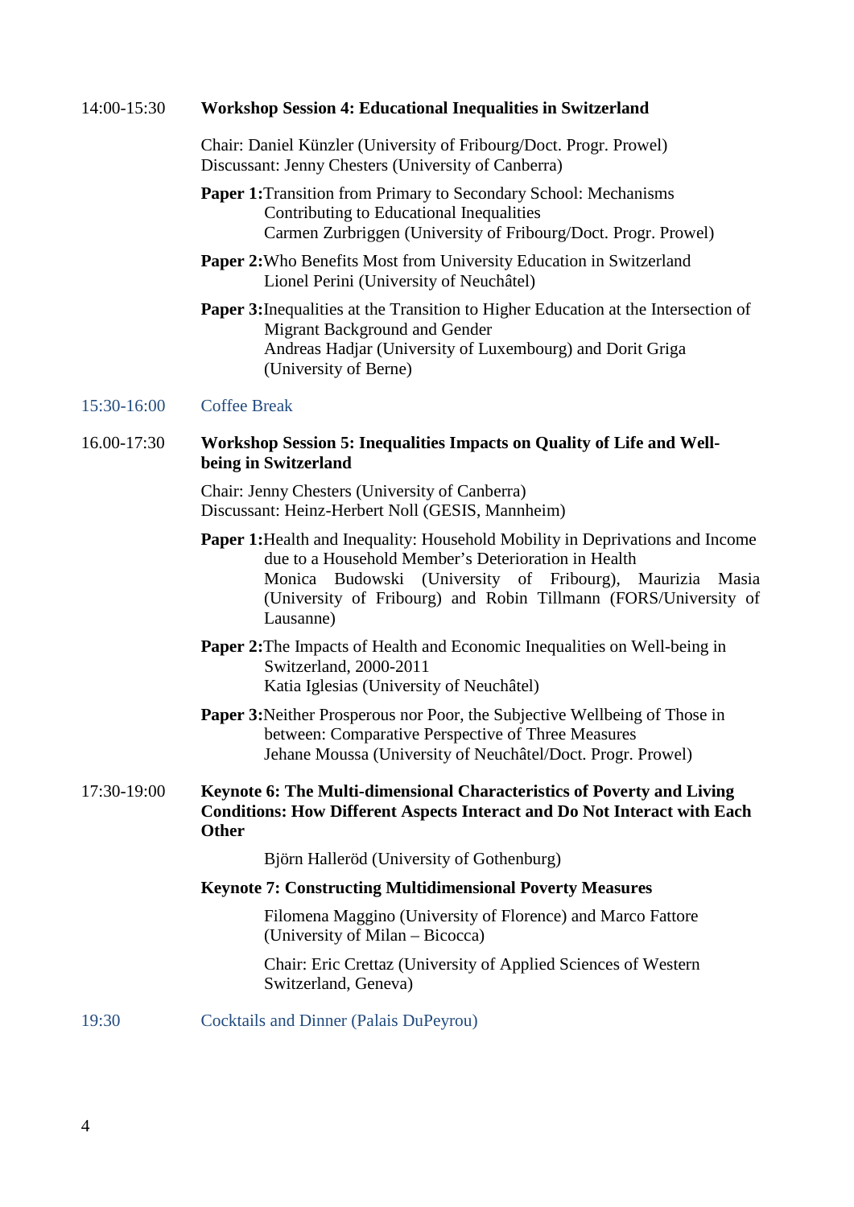14:00-15:30 **Workshop Session 4: Educational Inequalities in Switzerland**

Chair: Daniel Künzler (University of Fribourg/Doct. Progr. Prowel)
Discussant: Jenny Chesters (University of Canberra)

**Paper 1:** Transition from Primary to Secondary School: Mechanisms Contributing to Educational Inequalities
Carmen Zurbriggen (University of Fribourg/Doct. Progr. Prowel)

**Paper 2:** Who Benefits Most from University Education in Switzerland
Lionel Perini (University of Neuchâtel)

**Paper 3:** Inequalities at the Transition to Higher Education at the Intersection of Migrant Background and Gender
Andreas Hadjar (University of Luxembourg) and Dorit Griga (University of Berne)

15:30-16:00 Coffee Break

16.00-17:30 **Workshop Session 5: Inequalities Impacts on Quality of Life and Well-being in Switzerland**

Chair: Jenny Chesters (University of Canberra)
Discussant: Heinz-Herbert Noll (GESIS, Mannheim)

**Paper 1:** Health and Inequality: Household Mobility in Deprivations and Income due to a Household Member's Deterioration in Health
Monica Budowski (University of Fribourg), Maurizia Masia (University of Fribourg) and Robin Tillmann (FORS/University of Lausanne)

**Paper 2:** The Impacts of Health and Economic Inequalities on Well-being in Switzerland, 2000-2011
Katia Iglesias (University of Neuchâtel)

**Paper 3:** Neither Prosperous nor Poor, the Subjective Wellbeing of Those in between: Comparative Perspective of Three Measures
Jehane Moussa (University of Neuchâtel/Doct. Progr. Prowel)

17:30-19:00 **Keynote 6: The Multi-dimensional Characteristics of Poverty and Living Conditions: How Different Aspects Interact and Do Not Interact with Each Other**

Björn Halleröd (University of Gothenburg)

**Keynote 7: Constructing Multidimensional Poverty Measures**

Filomena Maggino (University of Florence) and Marco Fattore (University of Milan – Bicocca)

Chair: Eric Crettaz (University of Applied Sciences of Western Switzerland, Geneva)

19:30 Cocktails and Dinner (Palais DuPeyrou)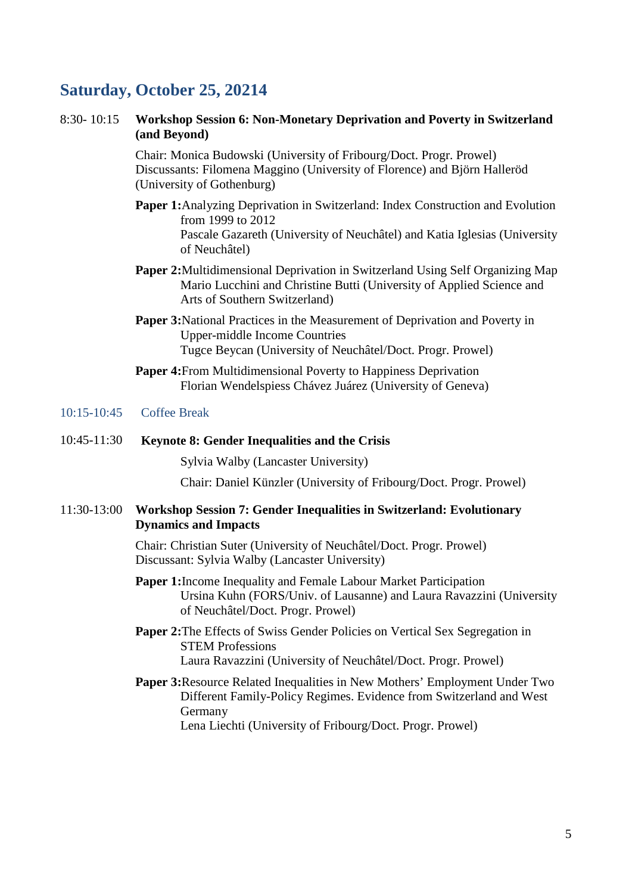## Saturday, October 25, 20214

8:30- 10:15 **Workshop Session 6: Non-Monetary Deprivation and Poverty in Switzerland (and Beyond)**

Chair: Monica Budowski (University of Fribourg/Doct. Progr. Prowel)
Discussants: Filomena Maggino (University of Florence) and Björn Halleröd (University of Gothenburg)

**Paper 1:**Analyzing Deprivation in Switzerland: Index Construction and Evolution from 1999 to 2012
Pascale Gazareth (University of Neuchâtel) and Katia Iglesias (University of Neuchâtel)

**Paper 2:**Multidimensional Deprivation in Switzerland Using Self Organizing Map
Mario Lucchini and Christine Butti (University of Applied Science and Arts of Southern Switzerland)

**Paper 3:**National Practices in the Measurement of Deprivation and Poverty in Upper-middle Income Countries
Tugce Beycan (University of Neuchâtel/Doct. Progr. Prowel)

**Paper 4:**From Multidimensional Poverty to Happiness Deprivation
Florian Wendelspiess Chávez Juárez (University of Geneva)

10:15-10:45 Coffee Break

10:45-11:30 **Keynote 8: Gender Inequalities and the Crisis**

Sylvia Walby (Lancaster University)

Chair: Daniel Künzler (University of Fribourg/Doct. Progr. Prowel)

11:30-13:00 **Workshop Session 7: Gender Inequalities in Switzerland: Evolutionary Dynamics and Impacts**

Chair: Christian Suter (University of Neuchâtel/Doct. Progr. Prowel)
Discussant: Sylvia Walby (Lancaster University)

**Paper 1:**Income Inequality and Female Labour Market Participation
Ursina Kuhn (FORS/Univ. of Lausanne) and Laura Ravazzini (University of Neuchâtel/Doct. Progr. Prowel)

**Paper 2:**The Effects of Swiss Gender Policies on Vertical Sex Segregation in STEM Professions
Laura Ravazzini (University of Neuchâtel/Doct. Progr. Prowel)

**Paper 3:**Resource Related Inequalities in New Mothers' Employment Under Two Different Family-Policy Regimes. Evidence from Switzerland and West Germany
Lena Liechti (University of Fribourg/Doct. Progr. Prowel)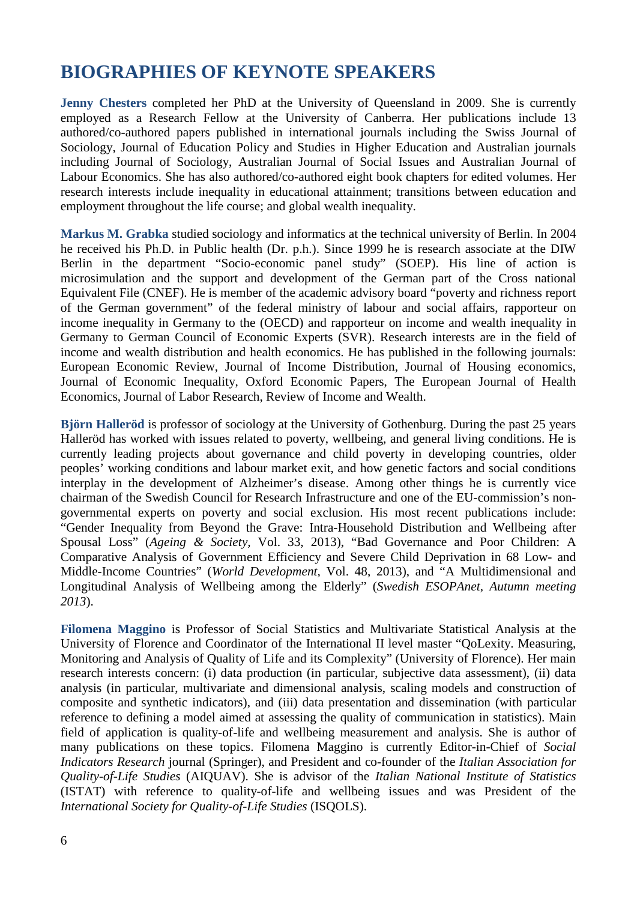# BIOGRAPHIES OF KEYNOTE SPEAKERS

**Jenny Chesters** completed her PhD at the University of Queensland in 2009. She is currently employed as a Research Fellow at the University of Canberra. Her publications include 13 authored/co-authored papers published in international journals including the Swiss Journal of Sociology, Journal of Education Policy and Studies in Higher Education and Australian journals including Journal of Sociology, Australian Journal of Social Issues and Australian Journal of Labour Economics. She has also authored/co-authored eight book chapters for edited volumes. Her research interests include inequality in educational attainment; transitions between education and employment throughout the life course; and global wealth inequality.

**Markus M. Grabka** studied sociology and informatics at the technical university of Berlin. In 2004 he received his Ph.D. in Public health (Dr. p.h.). Since 1999 he is research associate at the DIW Berlin in the department "Socio-economic panel study" (SOEP). His line of action is microsimulation and the support and development of the German part of the Cross national Equivalent File (CNEF). He is member of the academic advisory board "poverty and richness report of the German government" of the federal ministry of labour and social affairs, rapporteur on income inequality in Germany to the (OECD) and rapporteur on income and wealth inequality in Germany to German Council of Economic Experts (SVR). Research interests are in the field of income and wealth distribution and health economics. He has published in the following journals: European Economic Review, Journal of Income Distribution, Journal of Housing economics, Journal of Economic Inequality, Oxford Economic Papers, The European Journal of Health Economics, Journal of Labor Research, Review of Income and Wealth.

**Björn Halleröd** is professor of sociology at the University of Gothenburg. During the past 25 years Halleröd has worked with issues related to poverty, wellbeing, and general living conditions. He is currently leading projects about governance and child poverty in developing countries, older peoples' working conditions and labour market exit, and how genetic factors and social conditions interplay in the development of Alzheimer's disease. Among other things he is currently vice chairman of the Swedish Council for Research Infrastructure and one of the EU-commission's non-governmental experts on poverty and social exclusion. His most recent publications include: "Gender Inequality from Beyond the Grave: Intra-Household Distribution and Wellbeing after Spousal Loss" (*Ageing & Society*, Vol. 33, 2013), "Bad Governance and Poor Children: A Comparative Analysis of Government Efficiency and Severe Child Deprivation in 68 Low- and Middle-Income Countries" (*World Development*, Vol. 48, 2013), and "A Multidimensional and Longitudinal Analysis of Wellbeing among the Elderly" (*Swedish ESOPAnet, Autumn meeting 2013*).

**Filomena Maggino** is Professor of Social Statistics and Multivariate Statistical Analysis at the University of Florence and Coordinator of the International II level master "QoLexity. Measuring, Monitoring and Analysis of Quality of Life and its Complexity" (University of Florence). Her main research interests concern: (i) data production (in particular, subjective data assessment), (ii) data analysis (in particular, multivariate and dimensional analysis, scaling models and construction of composite and synthetic indicators), and (iii) data presentation and dissemination (with particular reference to defining a model aimed at assessing the quality of communication in statistics). Main field of application is quality-of-life and wellbeing measurement and analysis. She is author of many publications on these topics. Filomena Maggino is currently Editor-in-Chief of *Social Indicators Research* journal (Springer), and President and co-founder of the *Italian Association for Quality-of-Life Studies* (AIQUAV). She is advisor of the *Italian National Institute of Statistics* (ISTAT) with reference to quality-of-life and wellbeing issues and was President of the *International Society for Quality-of-Life Studies* (ISQOLS).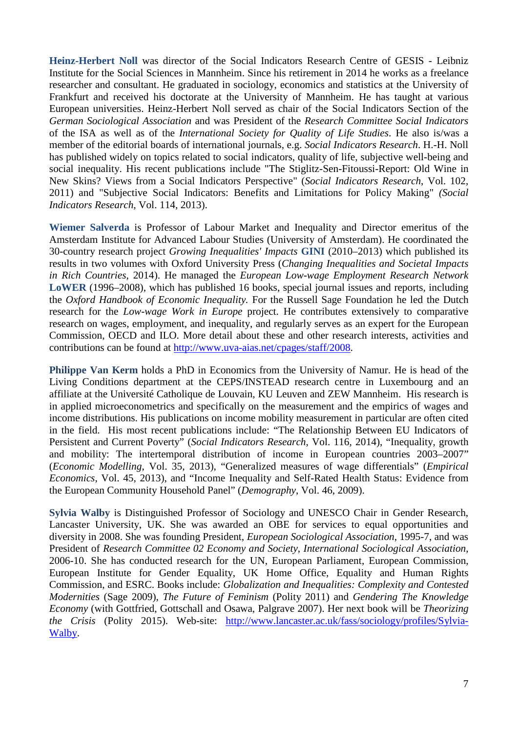**Heinz-Herbert Noll** was director of the Social Indicators Research Centre of GESIS - Leibniz Institute for the Social Sciences in Mannheim. Since his retirement in 2014 he works as a freelance researcher and consultant. He graduated in sociology, economics and statistics at the University of Frankfurt and received his doctorate at the University of Mannheim. He has taught at various European universities. Heinz-Herbert Noll served as chair of the Social Indicators Section of the *German Sociological Association* and was President of the *Research Committee Social Indicators* of the ISA as well as of the *International Society for Quality of Life Studies*. He also is/was a member of the editorial boards of international journals, e.g. *Social Indicators Research*. H.-H. Noll has published widely on topics related to social indicators, quality of life, subjective well-being and social inequality. His recent publications include "The Stiglitz-Sen-Fitoussi-Report: Old Wine in New Skins? Views from a Social Indicators Perspective" (*Social Indicators Research*, Vol. 102, 2011) and "Subjective Social Indicators: Benefits and Limitations for Policy Making" *(Social Indicators Research*, Vol. 114, 2013).

**Wiemer Salverda** is Professor of Labour Market and Inequality and Director emeritus of the Amsterdam Institute for Advanced Labour Studies (University of Amsterdam). He coordinated the 30-country research project *Growing Inequalities' Impacts* **GINI** (2010–2013) which published its results in two volumes with Oxford University Press (*Changing Inequalities and Societal Impacts in Rich Countries*, 2014). He managed the *European Low-wage Employment Research Network* **LoWER** (1996–2008), which has published 16 books, special journal issues and reports, including the *Oxford Handbook of Economic Inequality*. For the Russell Sage Foundation he led the Dutch research for the *Low-wage Work in Europe* project. He contributes extensively to comparative research on wages, employment, and inequality, and regularly serves as an expert for the European Commission, OECD and ILO. More detail about these and other research interests, activities and contributions can be found at http://www.uva-aias.net/cpages/staff/2008.

**Philippe Van Kerm** holds a PhD in Economics from the University of Namur. He is head of the Living Conditions department at the CEPS/INSTEAD research centre in Luxembourg and an affiliate at the Université Catholique de Louvain, KU Leuven and ZEW Mannheim. His research is in applied microeconometrics and specifically on the measurement and the empirics of wages and income distributions. His publications on income mobility measurement in particular are often cited in the field. His most recent publications include: "The Relationship Between EU Indicators of Persistent and Current Poverty" (*Social Indicators Research*, Vol. 116, 2014), "Inequality, growth and mobility: The intertemporal distribution of income in European countries 2003–2007" (*Economic Modelling*, Vol. 35, 2013), "Generalized measures of wage differentials" (*Empirical Economics*, Vol. 45, 2013), and "Income Inequality and Self-Rated Health Status: Evidence from the European Community Household Panel" (*Demography*, Vol. 46, 2009).

**Sylvia Walby** is Distinguished Professor of Sociology and UNESCO Chair in Gender Research, Lancaster University, UK. She was awarded an OBE for services to equal opportunities and diversity in 2008. She was founding President, *European Sociological Association*, 1995-7, and was President of *Research Committee 02 Economy and Society, International Sociological Association*, 2006-10. She has conducted research for the UN, European Parliament, European Commission, European Institute for Gender Equality, UK Home Office, Equality and Human Rights Commission, and ESRC. Books include: *Globalization and Inequalities: Complexity and Contested Modernities* (Sage 2009), *The Future of Feminism* (Polity 2011) and *Gendering The Knowledge Economy* (with Gottfried, Gottschall and Osawa, Palgrave 2007). Her next book will be *Theorizing the Crisis* (Polity 2015). Web-site: http://www.lancaster.ac.uk/fass/sociology/profiles/Sylvia-Walby.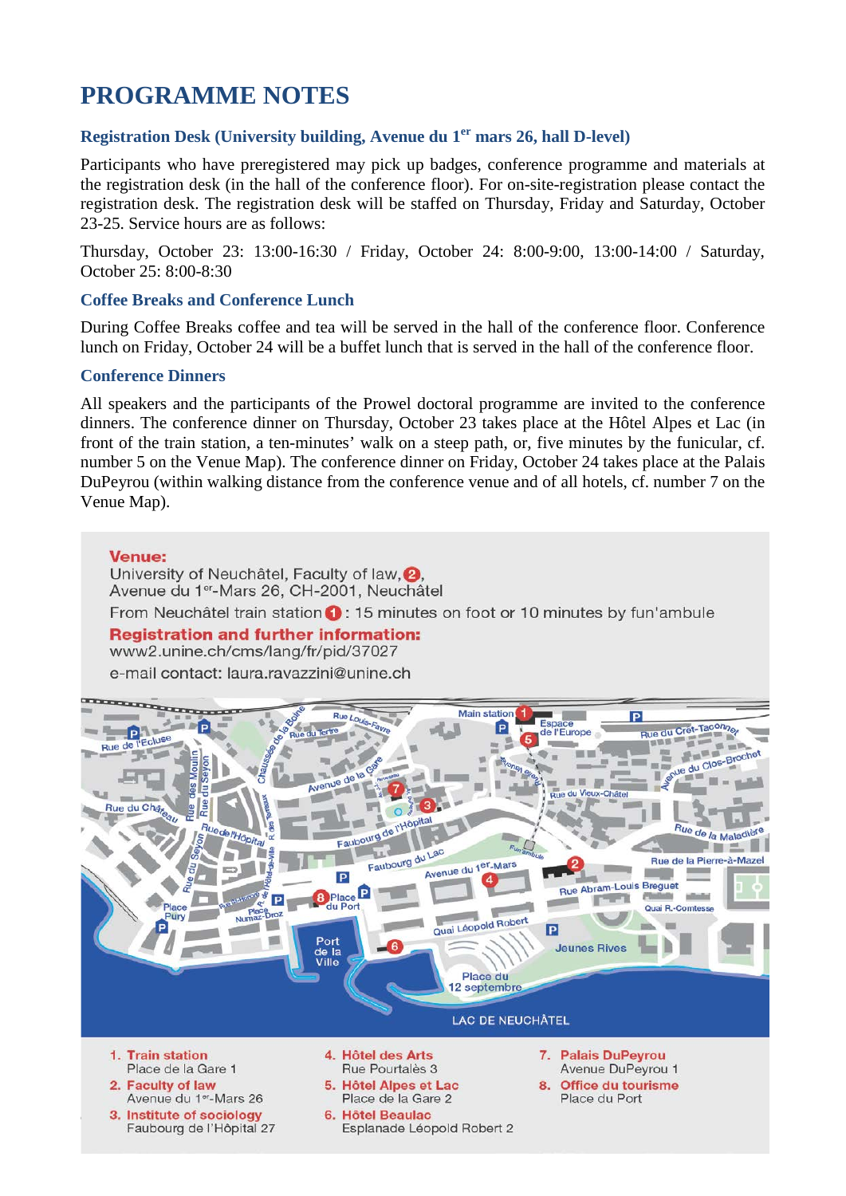# PROGRAMME NOTES

### Registration Desk (University building, Avenue du 1[er] mars 26, hall D-level)

Participants who have preregistered may pick up badges, conference programme and materials at the registration desk (in the hall of the conference floor). For on-site-registration please contact the registration desk. The registration desk will be staffed on Thursday, Friday and Saturday, October 23-25. Service hours are as follows:

Thursday, October 23: 13:00-16:30 / Friday, October 24: 8:00-9:00, 13:00-14:00 / Saturday, October 25: 8:00-8:30

### Coffee Breaks and Conference Lunch

During Coffee Breaks coffee and tea will be served in the hall of the conference floor. Conference lunch on Friday, October 24 will be a buffet lunch that is served in the hall of the conference floor.

### Conference Dinners

All speakers and the participants of the Prowel doctoral programme are invited to the conference dinners. The conference dinner on Thursday, October 23 takes place at the Hôtel Alpes et Lac (in front of the train station, a ten-minutes' walk on a steep path, or, five minutes by the funicular, cf. number 5 on the Venue Map). The conference dinner on Friday, October 24 takes place at the Palais DuPeyrou (within walking distance from the conference venue and of all hotels, cf. number 7 on the Venue Map).

**Venue:**
University of Neuchâtel, Faculty of law, 2,
Avenue du 1[er]-Mars 26, CH-2001, Neuchâtel
From Neuchâtel train station 1 : 15 minutes on foot or 10 minutes by fun'ambule

**Registration and further information:**
www2.unine.ch/cms/lang/fr/pid/37027
e-mail contact: laura.ravazzini@unine.ch

Main station
Espace de l'Europe
Rue du Crêt-Taconnet
Avenue du Clos-Brochet
Rue du Vieux-Châtel
Rue de la Maladière
Rue de la Pierre-à-Mazel
Rue Abram-Louis Breguet
Quai R.-Comtesse
Jeunes Rives
Rue Louis-Favre
Rue du Tertre
Chaussée de la Boine
Avenue de la Gare
Rue de l'Ecluse
Rue des Moulins
Rue du Seyon
Rue du Château
Rue de l'Hôpital
Faubourg de l'Hôpital
Faubourg du Lac
Avenue du 1er-Mars
Fun'ambule
Place du Port
Place Pury
Place Numaz-Droz
Port de la Ville
Quai Léopold Robert
Place du 12 septembre
LAC DE NEUCHÂTEL

1. **Train station**
   Place de la Gare 1
2. **Faculty of law**
   Avenue du 1[er]-Mars 26
3. **Institute of sociology**
   Faubourg de l'Hôpital 27
4. **Hôtel des Arts**
   Rue Pourtalès 3
5. **Hôtel Alpes et Lac**
   Place de la Gare 2
6. **Hôtel Beaulac**
   Esplanade Léopold Robert 2
7. **Palais DuPeyrou**
   Avenue DuPeyrou 1
8. **Office du tourisme**
   Place du Port